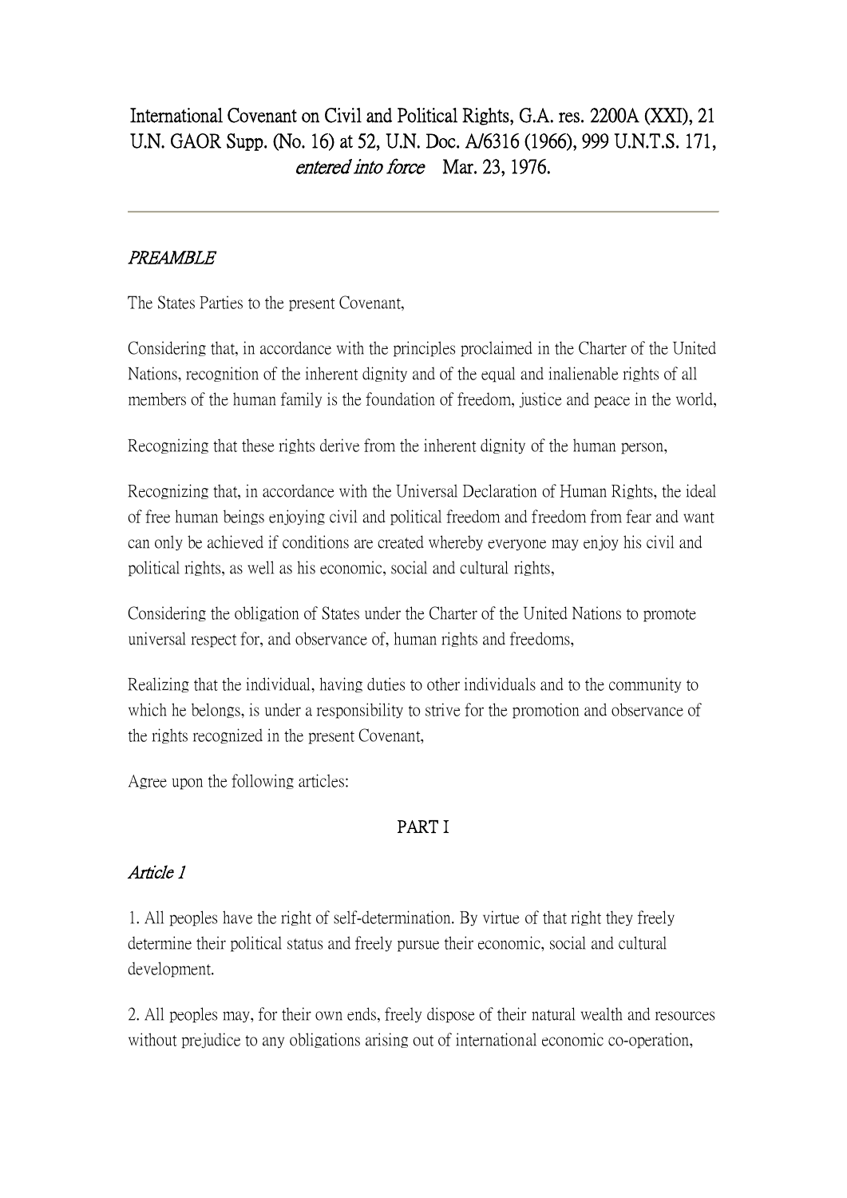# International Covenant on Civil and Political Rights, G.A. res. 2200A (XXI), 21 U.N. GAOR Supp. (No. 16) at 52, U.N. Doc. A/6316 (1966), 999 U.N.T.S. 171, *entered into force* Mar. 23, 1976.

---

## *PREAMBLE*

The States Parties to the present Covenant,

Considering that, in accordance with the principles proclaimed in the Charter of the United Nations, recognition of the inherent dignity and of the equal and inalienable rights of all members of the human family is the foundation of freedom, justice and peace in the world,

Recognizing that these rights derive from the inherent dignity of the human person,

Recognizing that, in accordance with the Universal Declaration of Human Rights, the ideal of free human beings enjoying civil and political freedom and freedom from fear and want can only be achieved if conditions are created whereby everyone may enjoy his civil and political rights, as well as his economic, social and cultural rights,

Considering the obligation of States under the Charter of the United Nations to promote universal respect for, and observance of, human rights and freedoms,

Realizing that the individual, having duties to other individuals and to the community to which he belongs, is under a responsibility to strive for the promotion and observance of the rights recognized in the present Covenant,

Agree upon the following articles:

## PART I

### *Article 1*

1. All peoples have the right of self-determination. By virtue of that right they freely determine their political status and freely pursue their economic, social and cultural development.

2. All peoples may, for their own ends, freely dispose of their natural wealth and resources without prejudice to any obligations arising out of international economic co-operation,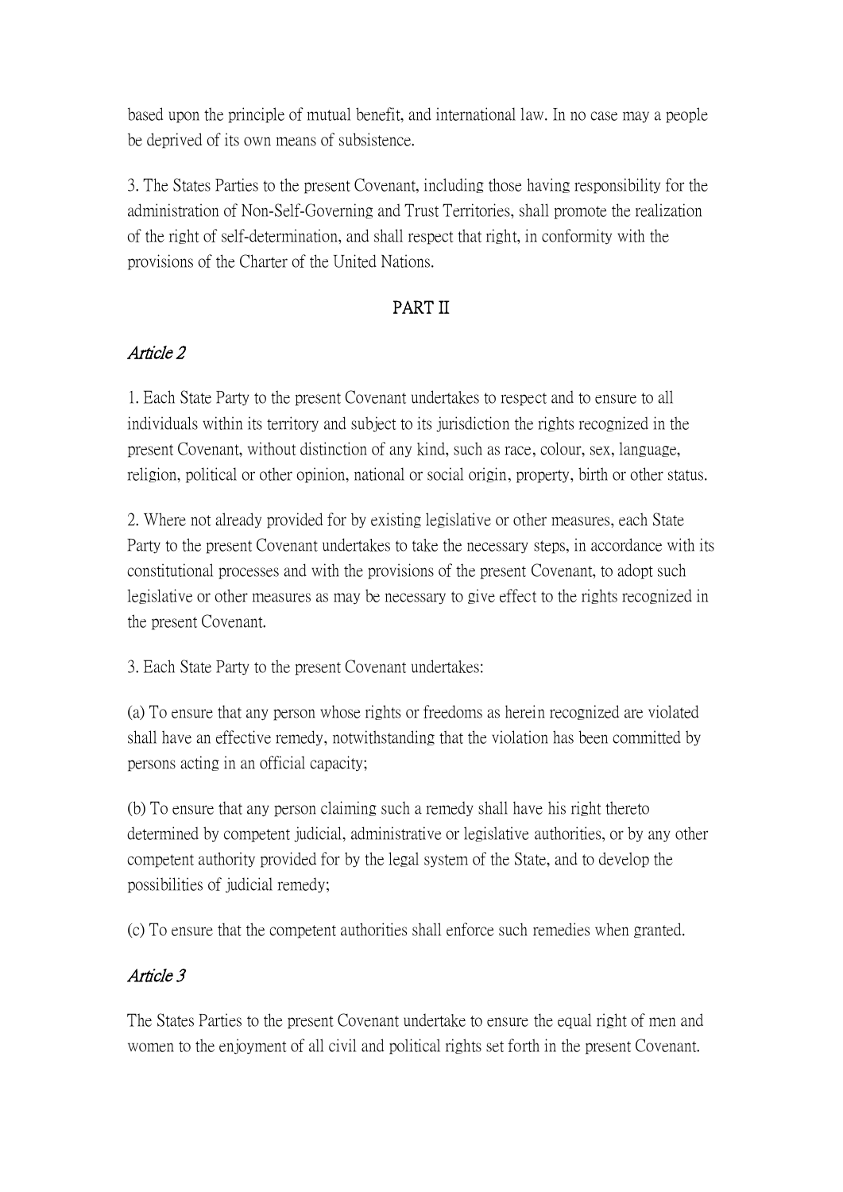based upon the principle of mutual benefit, and international law. In no case may a people be deprived of its own means of subsistence.

3. The States Parties to the present Covenant, including those having responsibility for the administration of Non-Self-Governing and Trust Territories, shall promote the realization of the right of self-determination, and shall respect that right, in conformity with the provisions of the Charter of the United Nations.

## PART II

### *Article 2*

1. Each State Party to the present Covenant undertakes to respect and to ensure to all individuals within its territory and subject to its jurisdiction the rights recognized in the present Covenant, without distinction of any kind, such as race, colour, sex, language, religion, political or other opinion, national or social origin, property, birth or other status.

2. Where not already provided for by existing legislative or other measures, each State Party to the present Covenant undertakes to take the necessary steps, in accordance with its constitutional processes and with the provisions of the present Covenant, to adopt such legislative or other measures as may be necessary to give effect to the rights recognized in the present Covenant.

3. Each State Party to the present Covenant undertakes:

(a) To ensure that any person whose rights or freedoms as herein recognized are violated shall have an effective remedy, notwithstanding that the violation has been committed by persons acting in an official capacity;

(b) To ensure that any person claiming such a remedy shall have his right thereto determined by competent judicial, administrative or legislative authorities, or by any other competent authority provided for by the legal system of the State, and to develop the possibilities of judicial remedy;

(c) To ensure that the competent authorities shall enforce such remedies when granted.

### *Article 3*

The States Parties to the present Covenant undertake to ensure the equal right of men and women to the enjoyment of all civil and political rights set forth in the present Covenant.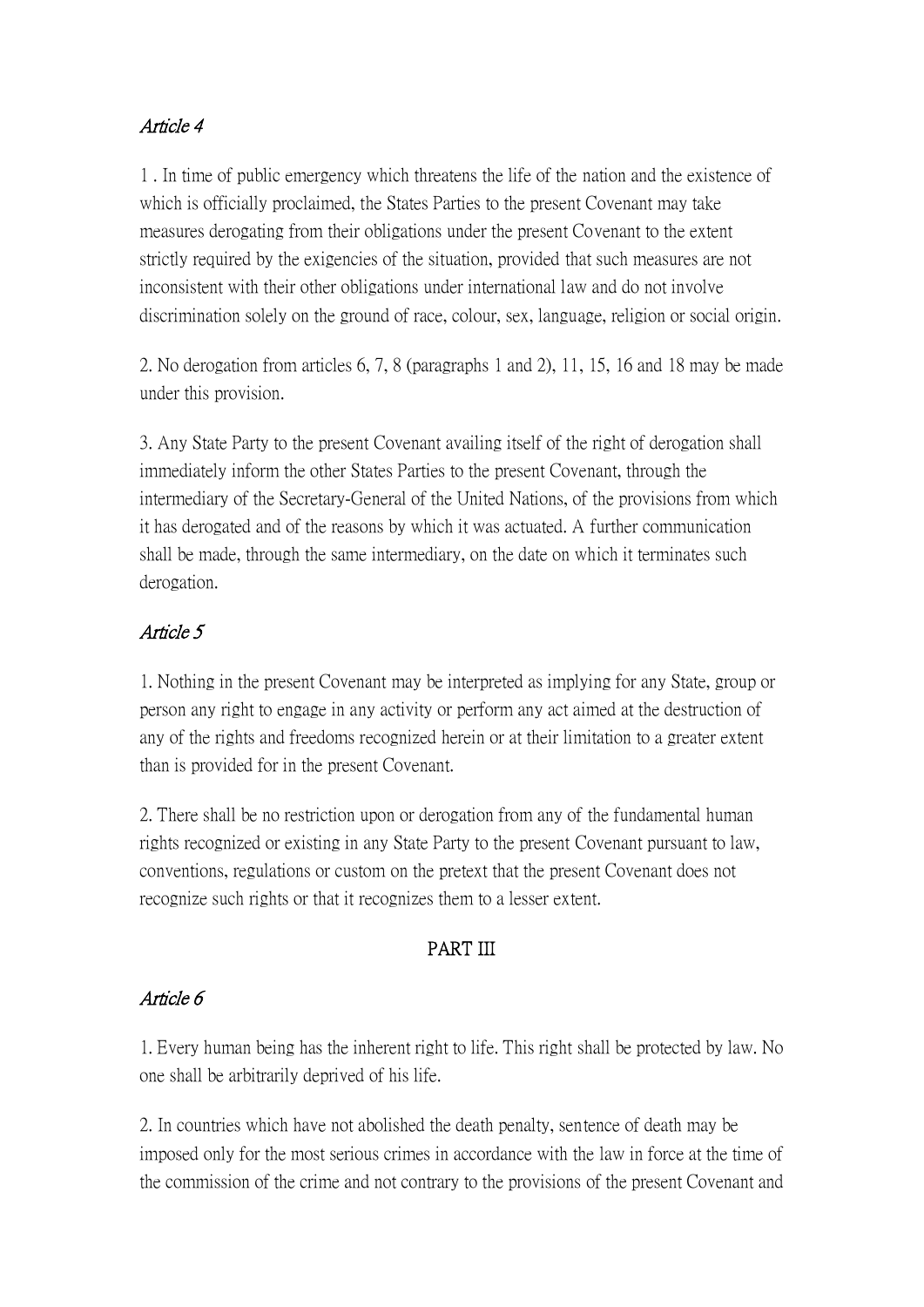*Article 4*

1 . In time of public emergency which threatens the life of the nation and the existence of which is officially proclaimed, the States Parties to the present Covenant may take measures derogating from their obligations under the present Covenant to the extent strictly required by the exigencies of the situation, provided that such measures are not inconsistent with their other obligations under international law and do not involve discrimination solely on the ground of race, colour, sex, language, religion or social origin.

2. No derogation from articles 6, 7, 8 (paragraphs 1 and 2), 11, 15, 16 and 18 may be made under this provision.

3. Any State Party to the present Covenant availing itself of the right of derogation shall immediately inform the other States Parties to the present Covenant, through the intermediary of the Secretary-General of the United Nations, of the provisions from which it has derogated and of the reasons by which it was actuated. A further communication shall be made, through the same intermediary, on the date on which it terminates such derogation.

*Article 5*

1. Nothing in the present Covenant may be interpreted as implying for any State, group or person any right to engage in any activity or perform any act aimed at the destruction of any of the rights and freedoms recognized herein or at their limitation to a greater extent than is provided for in the present Covenant.

2. There shall be no restriction upon or derogation from any of the fundamental human rights recognized or existing in any State Party to the present Covenant pursuant to law, conventions, regulations or custom on the pretext that the present Covenant does not recognize such rights or that it recognizes them to a lesser extent.

## PART III

*Article 6*

1. Every human being has the inherent right to life. This right shall be protected by law. No one shall be arbitrarily deprived of his life.

2. In countries which have not abolished the death penalty, sentence of death may be imposed only for the most serious crimes in accordance with the law in force at the time of the commission of the crime and not contrary to the provisions of the present Covenant and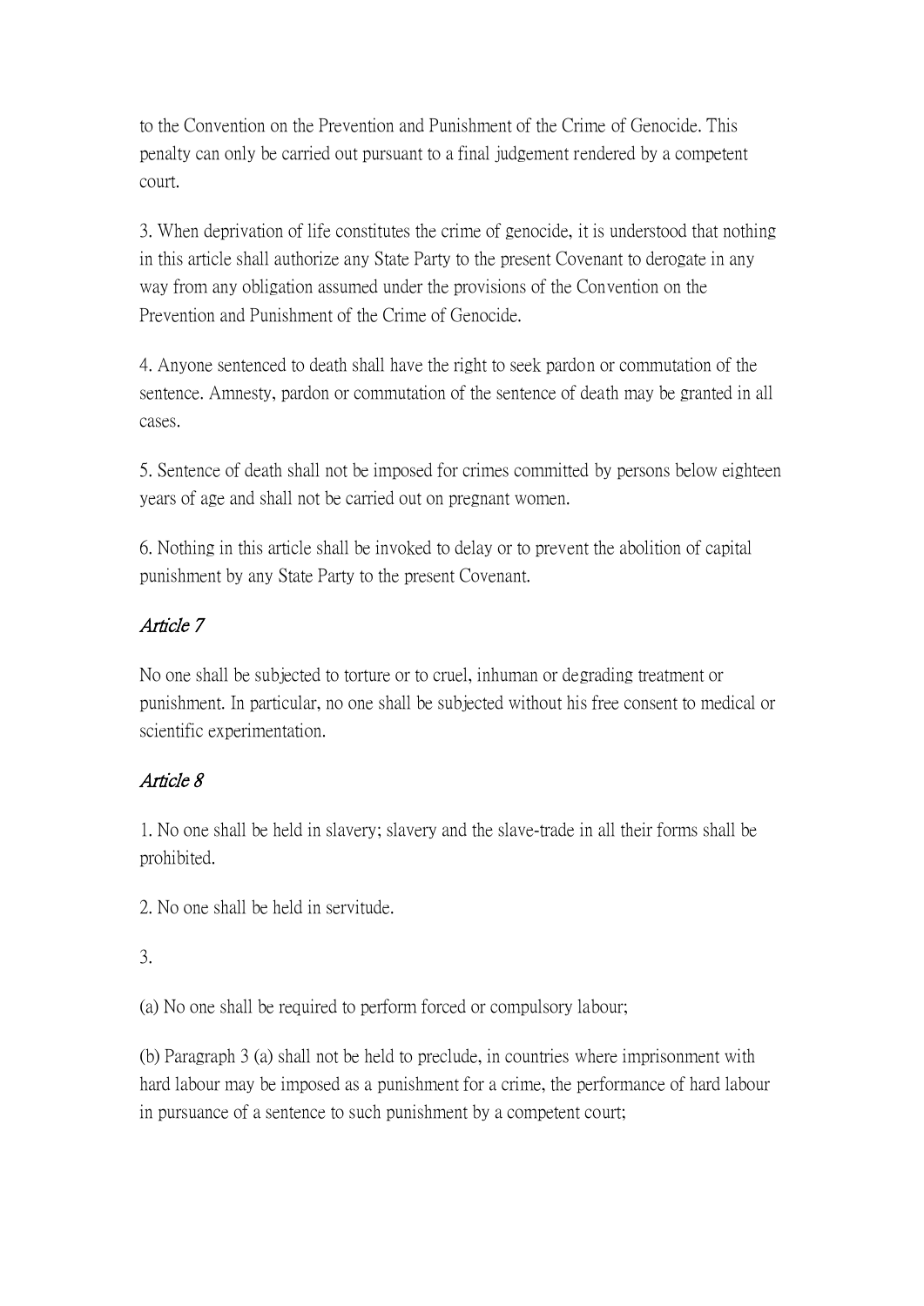to the Convention on the Prevention and Punishment of the Crime of Genocide. This penalty can only be carried out pursuant to a final judgement rendered by a competent court.

3. When deprivation of life constitutes the crime of genocide, it is understood that nothing in this article shall authorize any State Party to the present Covenant to derogate in any way from any obligation assumed under the provisions of the Convention on the Prevention and Punishment of the Crime of Genocide.

4. Anyone sentenced to death shall have the right to seek pardon or commutation of the sentence. Amnesty, pardon or commutation of the sentence of death may be granted in all cases.

5. Sentence of death shall not be imposed for crimes committed by persons below eighteen years of age and shall not be carried out on pregnant women.

6. Nothing in this article shall be invoked to delay or to prevent the abolition of capital punishment by any State Party to the present Covenant.

### *Article 7*

No one shall be subjected to torture or to cruel, inhuman or degrading treatment or punishment. In particular, no one shall be subjected without his free consent to medical or scientific experimentation.

### *Article 8*

1. No one shall be held in slavery; slavery and the slave-trade in all their forms shall be prohibited.

2. No one shall be held in servitude.

3.

(a) No one shall be required to perform forced or compulsory labour;

(b) Paragraph 3 (a) shall not be held to preclude, in countries where imprisonment with hard labour may be imposed as a punishment for a crime, the performance of hard labour in pursuance of a sentence to such punishment by a competent court;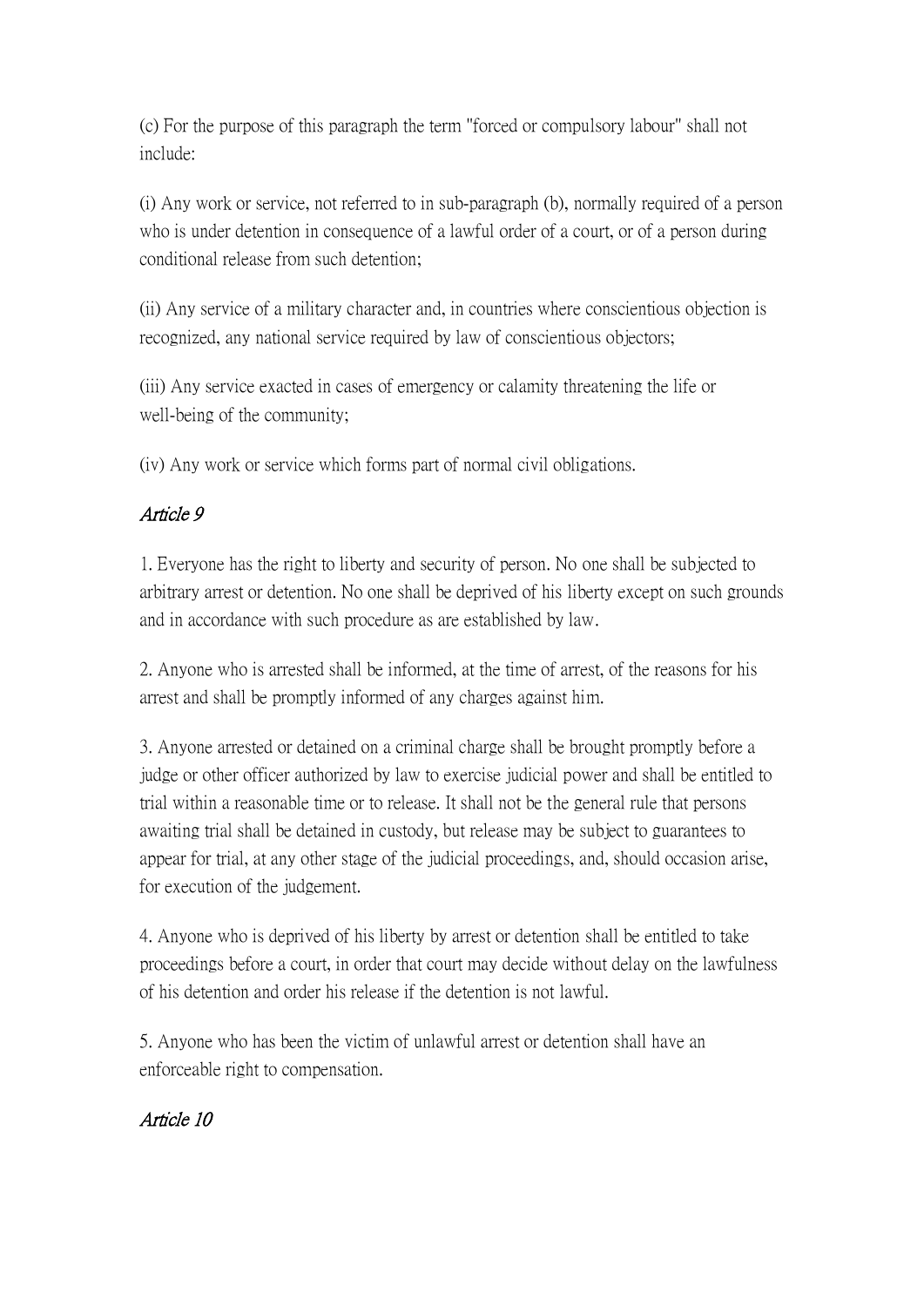(c) For the purpose of this paragraph the term "forced or compulsory labour" shall not include:

(i) Any work or service, not referred to in sub-paragraph (b), normally required of a person who is under detention in consequence of a lawful order of a court, or of a person during conditional release from such detention;

(ii) Any service of a military character and, in countries where conscientious objection is recognized, any national service required by law of conscientious objectors;

(iii) Any service exacted in cases of emergency or calamity threatening the life or well-being of the community;

(iv) Any work or service which forms part of normal civil obligations.

### *Article 9*

1. Everyone has the right to liberty and security of person. No one shall be subjected to arbitrary arrest or detention. No one shall be deprived of his liberty except on such grounds and in accordance with such procedure as are established by law.

2. Anyone who is arrested shall be informed, at the time of arrest, of the reasons for his arrest and shall be promptly informed of any charges against him.

3. Anyone arrested or detained on a criminal charge shall be brought promptly before a judge or other officer authorized by law to exercise judicial power and shall be entitled to trial within a reasonable time or to release. It shall not be the general rule that persons awaiting trial shall be detained in custody, but release may be subject to guarantees to appear for trial, at any other stage of the judicial proceedings, and, should occasion arise, for execution of the judgement.

4. Anyone who is deprived of his liberty by arrest or detention shall be entitled to take proceedings before a court, in order that court may decide without delay on the lawfulness of his detention and order his release if the detention is not lawful.

5. Anyone who has been the victim of unlawful arrest or detention shall have an enforceable right to compensation.

### *Article 10*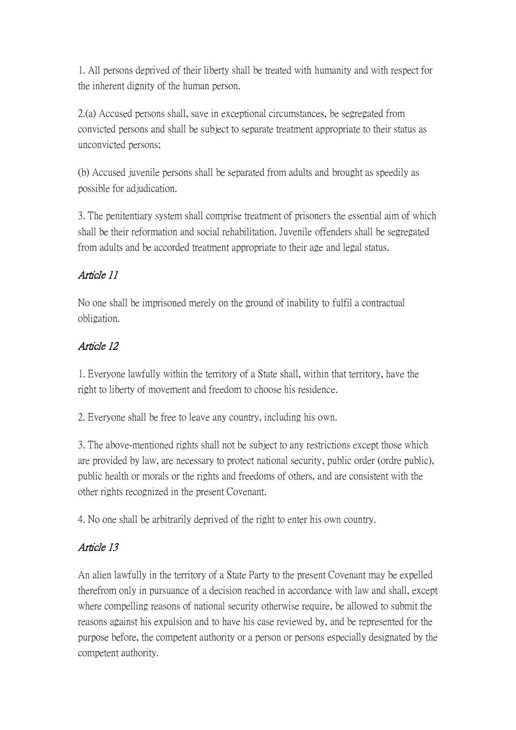1. All persons deprived of their liberty shall be treated with humanity and with respect for the inherent dignity of the human person.

2.(a) Accused persons shall, save in exceptional circumstances, be segregated from convicted persons and shall be subject to separate treatment appropriate to their status as unconvicted persons;

(b) Accused juvenile persons shall be separated from adults and brought as speedily as possible for adjudication.

3. The penitentiary system shall comprise treatment of prisoners the essential aim of which shall be their reformation and social rehabilitation. Juvenile offenders shall be segregated from adults and be accorded treatment appropriate to their age and legal status.

### *Article 11*

No one shall be imprisoned merely on the ground of inability to fulfil a contractual obligation.

### *Article 12*

1. Everyone lawfully within the territory of a State shall, within that territory, have the right to liberty of movement and freedom to choose his residence.

2. Everyone shall be free to leave any country, including his own.

3. The above-mentioned rights shall not be subject to any restrictions except those which are provided by law, are necessary to protect national security, public order (ordre public), public health or morals or the rights and freedoms of others, and are consistent with the other rights recognized in the present Covenant.

4. No one shall be arbitrarily deprived of the right to enter his own country.

### *Article 13*

An alien lawfully in the territory of a State Party to the present Covenant may be expelled therefrom only in pursuance of a decision reached in accordance with law and shall, except where compelling reasons of national security otherwise require, be allowed to submit the reasons against his expulsion and to have his case reviewed by, and be represented for the purpose before, the competent authority or a person or persons especially designated by the competent authority.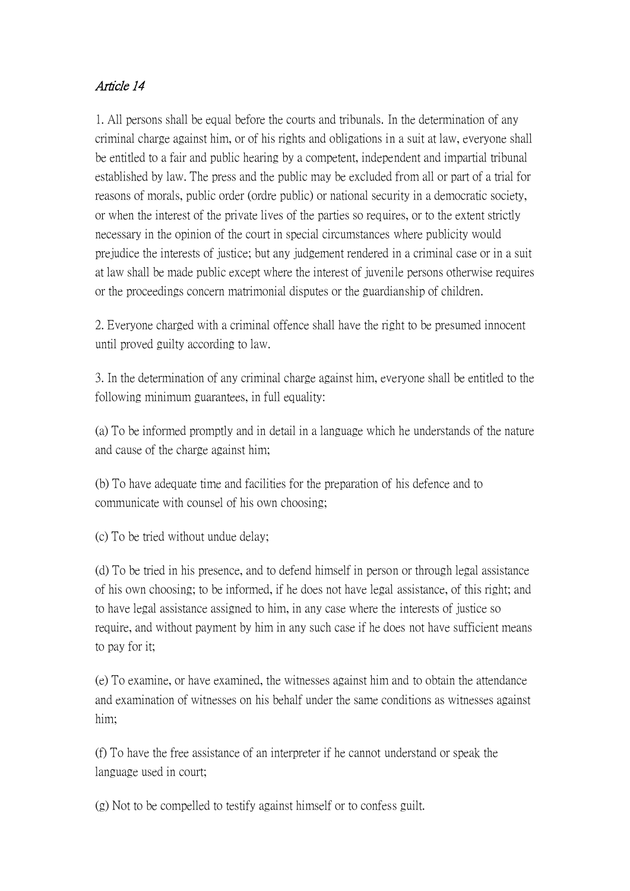*Article 14*

1. All persons shall be equal before the courts and tribunals. In the determination of any criminal charge against him, or of his rights and obligations in a suit at law, everyone shall be entitled to a fair and public hearing by a competent, independent and impartial tribunal established by law. The press and the public may be excluded from all or part of a trial for reasons of morals, public order (ordre public) or national security in a democratic society, or when the interest of the private lives of the parties so requires, or to the extent strictly necessary in the opinion of the court in special circumstances where publicity would prejudice the interests of justice; but any judgement rendered in a criminal case or in a suit at law shall be made public except where the interest of juvenile persons otherwise requires or the proceedings concern matrimonial disputes or the guardianship of children.

2. Everyone charged with a criminal offence shall have the right to be presumed innocent until proved guilty according to law.

3. In the determination of any criminal charge against him, everyone shall be entitled to the following minimum guarantees, in full equality:

(a) To be informed promptly and in detail in a language which he understands of the nature and cause of the charge against him;

(b) To have adequate time and facilities for the preparation of his defence and to communicate with counsel of his own choosing;

(c) To be tried without undue delay;

(d) To be tried in his presence, and to defend himself in person or through legal assistance of his own choosing; to be informed, if he does not have legal assistance, of this right; and to have legal assistance assigned to him, in any case where the interests of justice so require, and without payment by him in any such case if he does not have sufficient means to pay for it;

(e) To examine, or have examined, the witnesses against him and to obtain the attendance and examination of witnesses on his behalf under the same conditions as witnesses against him;

(f) To have the free assistance of an interpreter if he cannot understand or speak the language used in court;

(g) Not to be compelled to testify against himself or to confess guilt.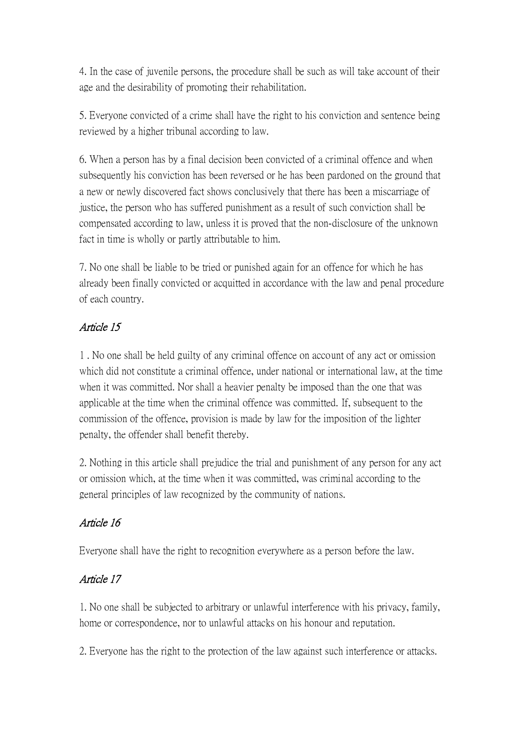4. In the case of juvenile persons, the procedure shall be such as will take account of their age and the desirability of promoting their rehabilitation.

5. Everyone convicted of a crime shall have the right to his conviction and sentence being reviewed by a higher tribunal according to law.

6. When a person has by a final decision been convicted of a criminal offence and when subsequently his conviction has been reversed or he has been pardoned on the ground that a new or newly discovered fact shows conclusively that there has been a miscarriage of justice, the person who has suffered punishment as a result of such conviction shall be compensated according to law, unless it is proved that the non-disclosure of the unknown fact in time is wholly or partly attributable to him.

7. No one shall be liable to be tried or punished again for an offence for which he has already been finally convicted or acquitted in accordance with the law and penal procedure of each country.

### *Article 15*

1 . No one shall be held guilty of any criminal offence on account of any act or omission which did not constitute a criminal offence, under national or international law, at the time when it was committed. Nor shall a heavier penalty be imposed than the one that was applicable at the time when the criminal offence was committed. If, subsequent to the commission of the offence, provision is made by law for the imposition of the lighter penalty, the offender shall benefit thereby.

2. Nothing in this article shall prejudice the trial and punishment of any person for any act or omission which, at the time when it was committed, was criminal according to the general principles of law recognized by the community of nations.

### *Article 16*

Everyone shall have the right to recognition everywhere as a person before the law.

### *Article 17*

1. No one shall be subjected to arbitrary or unlawful interference with his privacy, family, home or correspondence, nor to unlawful attacks on his honour and reputation.

2. Everyone has the right to the protection of the law against such interference or attacks.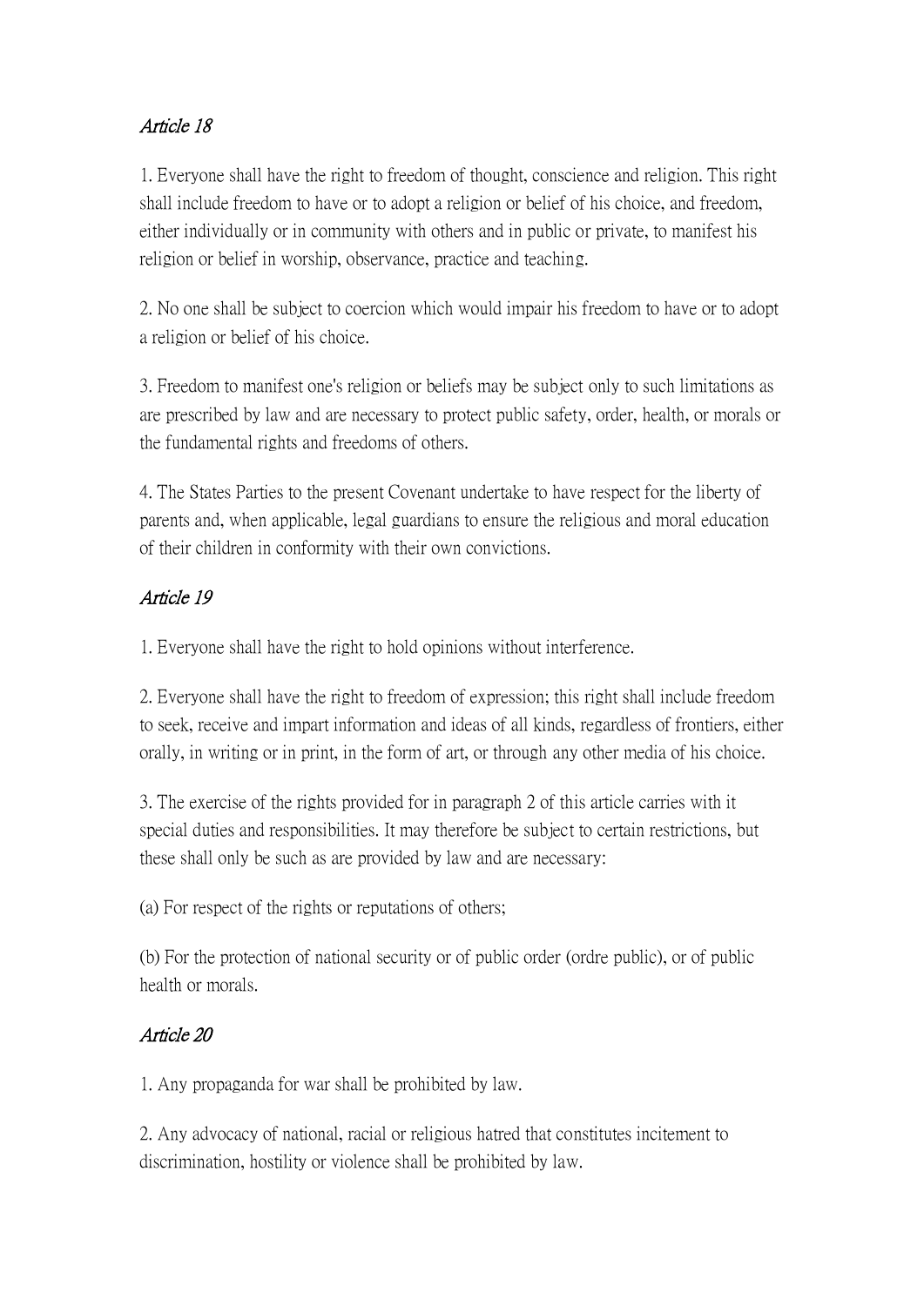*Article 18*

1. Everyone shall have the right to freedom of thought, conscience and religion. This right shall include freedom to have or to adopt a religion or belief of his choice, and freedom, either individually or in community with others and in public or private, to manifest his religion or belief in worship, observance, practice and teaching.

2. No one shall be subject to coercion which would impair his freedom to have or to adopt a religion or belief of his choice.

3. Freedom to manifest one's religion or beliefs may be subject only to such limitations as are prescribed by law and are necessary to protect public safety, order, health, or morals or the fundamental rights and freedoms of others.

4. The States Parties to the present Covenant undertake to have respect for the liberty of parents and, when applicable, legal guardians to ensure the religious and moral education of their children in conformity with their own convictions.

*Article 19*

1. Everyone shall have the right to hold opinions without interference.

2. Everyone shall have the right to freedom of expression; this right shall include freedom to seek, receive and impart information and ideas of all kinds, regardless of frontiers, either orally, in writing or in print, in the form of art, or through any other media of his choice.

3. The exercise of the rights provided for in paragraph 2 of this article carries with it special duties and responsibilities. It may therefore be subject to certain restrictions, but these shall only be such as are provided by law and are necessary:

(a) For respect of the rights or reputations of others;

(b) For the protection of national security or of public order (ordre public), or of public health or morals.

*Article 20*

1. Any propaganda for war shall be prohibited by law.

2. Any advocacy of national, racial or religious hatred that constitutes incitement to discrimination, hostility or violence shall be prohibited by law.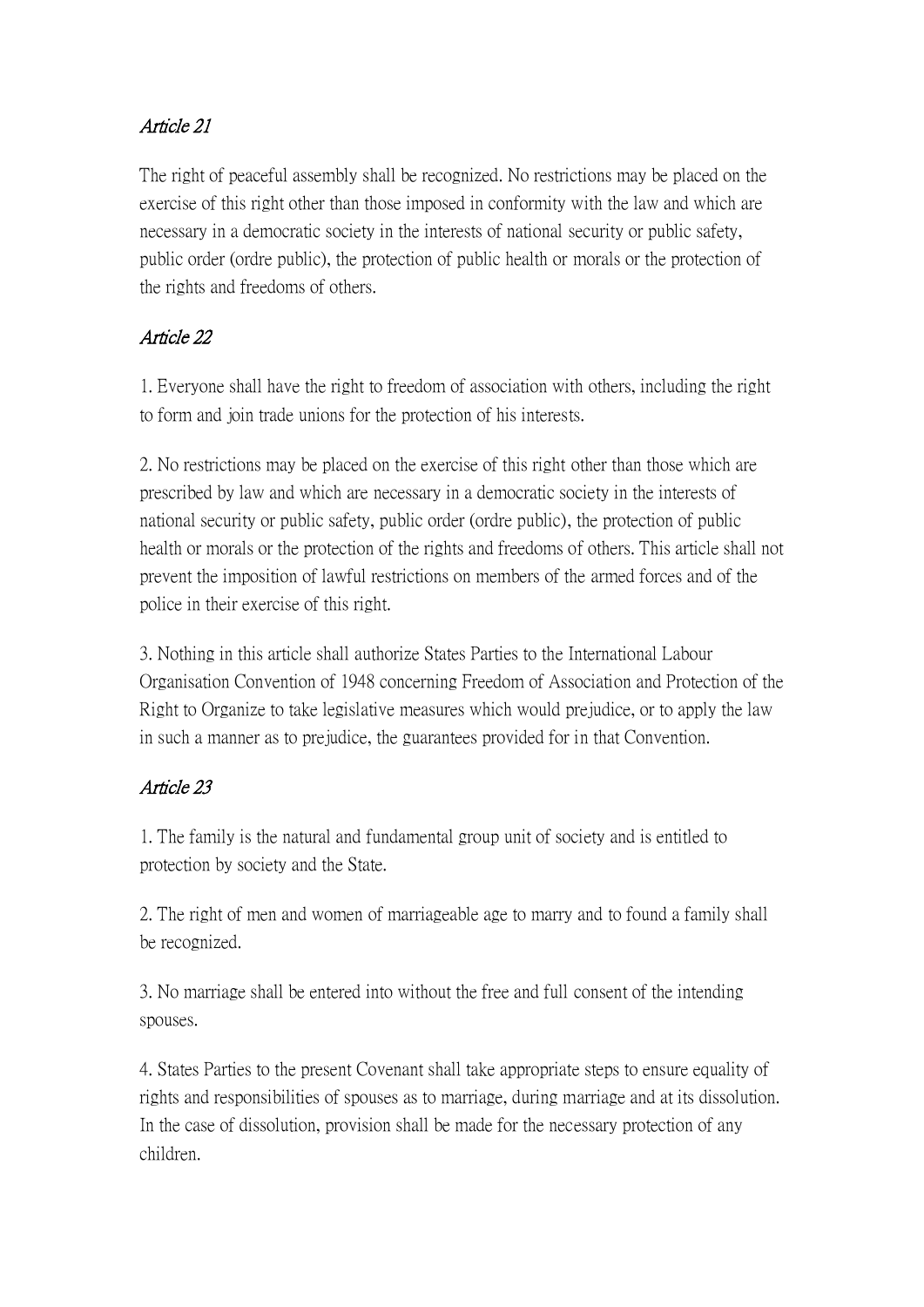*Article 21*

The right of peaceful assembly shall be recognized. No restrictions may be placed on the exercise of this right other than those imposed in conformity with the law and which are necessary in a democratic society in the interests of national security or public safety, public order (ordre public), the protection of public health or morals or the protection of the rights and freedoms of others.

*Article 22*

1. Everyone shall have the right to freedom of association with others, including the right to form and join trade unions for the protection of his interests.

2. No restrictions may be placed on the exercise of this right other than those which are prescribed by law and which are necessary in a democratic society in the interests of national security or public safety, public order (ordre public), the protection of public health or morals or the protection of the rights and freedoms of others. This article shall not prevent the imposition of lawful restrictions on members of the armed forces and of the police in their exercise of this right.

3. Nothing in this article shall authorize States Parties to the International Labour Organisation Convention of 1948 concerning Freedom of Association and Protection of the Right to Organize to take legislative measures which would prejudice, or to apply the law in such a manner as to prejudice, the guarantees provided for in that Convention.

*Article 23*

1. The family is the natural and fundamental group unit of society and is entitled to protection by society and the State.

2. The right of men and women of marriageable age to marry and to found a family shall be recognized.

3. No marriage shall be entered into without the free and full consent of the intending spouses.

4. States Parties to the present Covenant shall take appropriate steps to ensure equality of rights and responsibilities of spouses as to marriage, during marriage and at its dissolution. In the case of dissolution, provision shall be made for the necessary protection of any children.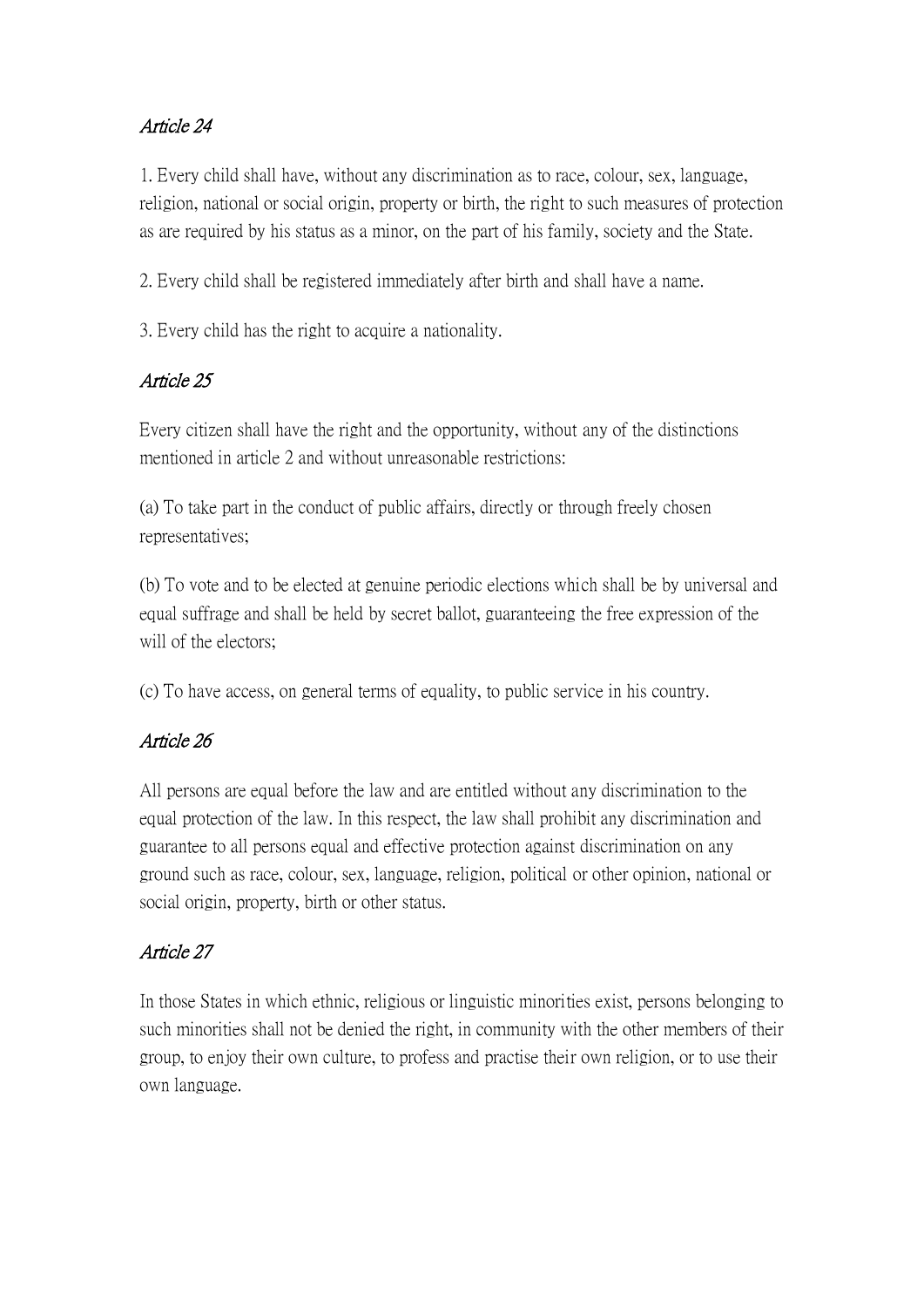*Article 24*

1. Every child shall have, without any discrimination as to race, colour, sex, language, religion, national or social origin, property or birth, the right to such measures of protection as are required by his status as a minor, on the part of his family, society and the State.

2. Every child shall be registered immediately after birth and shall have a name.

3. Every child has the right to acquire a nationality.

*Article 25*

Every citizen shall have the right and the opportunity, without any of the distinctions mentioned in article 2 and without unreasonable restrictions:

(a) To take part in the conduct of public affairs, directly or through freely chosen representatives;

(b) To vote and to be elected at genuine periodic elections which shall be by universal and equal suffrage and shall be held by secret ballot, guaranteeing the free expression of the will of the electors;

(c) To have access, on general terms of equality, to public service in his country.

*Article 26*

All persons are equal before the law and are entitled without any discrimination to the equal protection of the law. In this respect, the law shall prohibit any discrimination and guarantee to all persons equal and effective protection against discrimination on any ground such as race, colour, sex, language, religion, political or other opinion, national or social origin, property, birth or other status.

*Article 27*

In those States in which ethnic, religious or linguistic minorities exist, persons belonging to such minorities shall not be denied the right, in community with the other members of their group, to enjoy their own culture, to profess and practise their own religion, or to use their own language.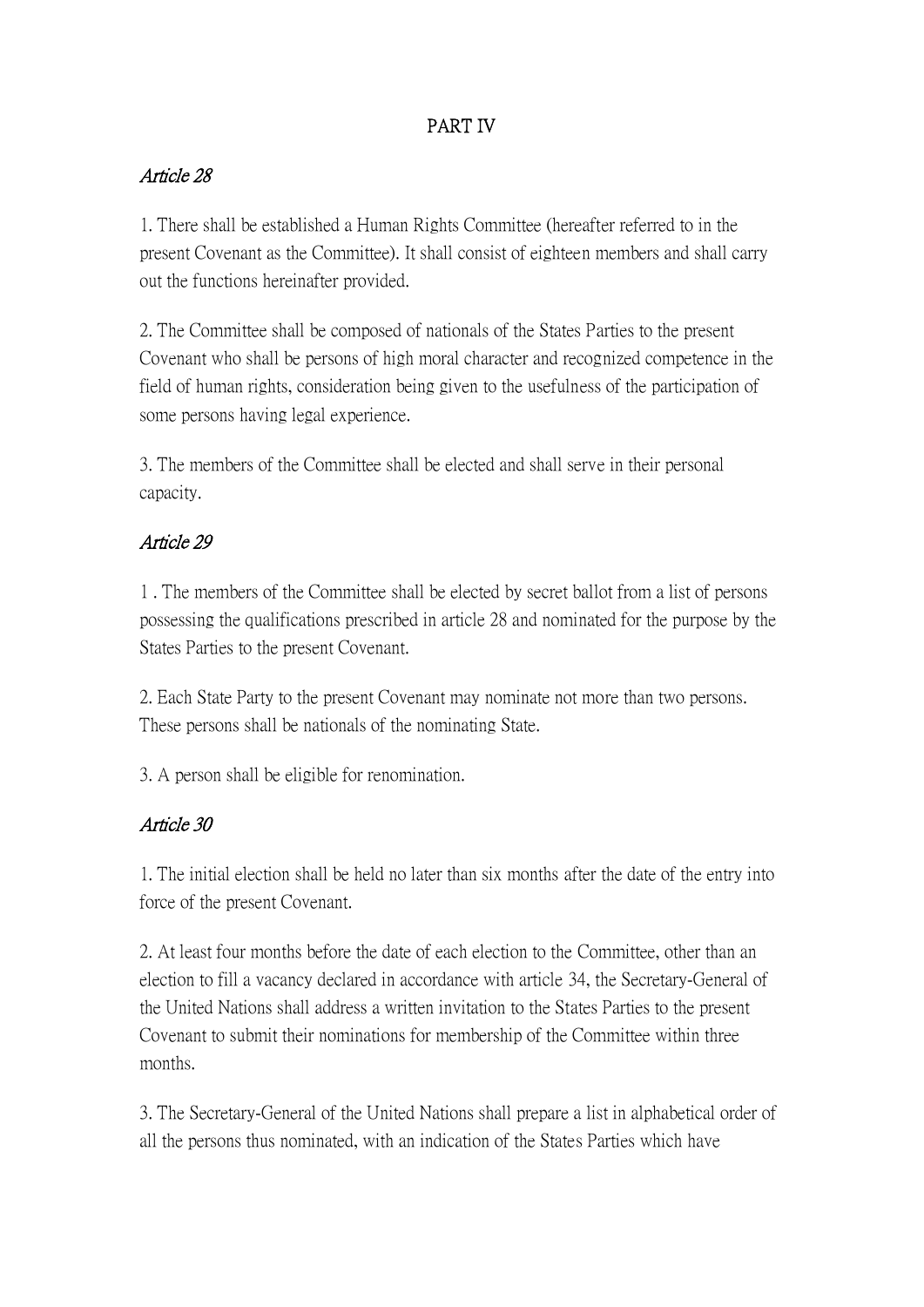## PART IV

### *Article 28*

1. There shall be established a Human Rights Committee (hereafter referred to in the present Covenant as the Committee). It shall consist of eighteen members and shall carry out the functions hereinafter provided.

2. The Committee shall be composed of nationals of the States Parties to the present Covenant who shall be persons of high moral character and recognized competence in the field of human rights, consideration being given to the usefulness of the participation of some persons having legal experience.

3. The members of the Committee shall be elected and shall serve in their personal capacity.

### *Article 29*

1 . The members of the Committee shall be elected by secret ballot from a list of persons possessing the qualifications prescribed in article 28 and nominated for the purpose by the States Parties to the present Covenant.

2. Each State Party to the present Covenant may nominate not more than two persons. These persons shall be nationals of the nominating State.

3. A person shall be eligible for renomination.

### *Article 30*

1. The initial election shall be held no later than six months after the date of the entry into force of the present Covenant.

2. At least four months before the date of each election to the Committee, other than an election to fill a vacancy declared in accordance with article 34, the Secretary-General of the United Nations shall address a written invitation to the States Parties to the present Covenant to submit their nominations for membership of the Committee within three months.

3. The Secretary-General of the United Nations shall prepare a list in alphabetical order of all the persons thus nominated, with an indication of the States Parties which have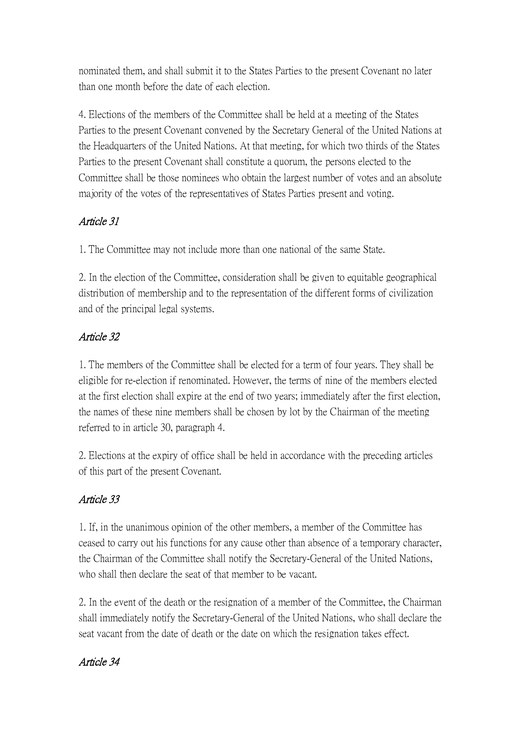nominated them, and shall submit it to the States Parties to the present Covenant no later than one month before the date of each election.

4. Elections of the members of the Committee shall be held at a meeting of the States Parties to the present Covenant convened by the Secretary General of the United Nations at the Headquarters of the United Nations. At that meeting, for which two thirds of the States Parties to the present Covenant shall constitute a quorum, the persons elected to the Committee shall be those nominees who obtain the largest number of votes and an absolute majority of the votes of the representatives of States Parties present and voting.

### *Article 31*

1. The Committee may not include more than one national of the same State.

2. In the election of the Committee, consideration shall be given to equitable geographical distribution of membership and to the representation of the different forms of civilization and of the principal legal systems.

### *Article 32*

1. The members of the Committee shall be elected for a term of four years. They shall be eligible for re-election if renominated. However, the terms of nine of the members elected at the first election shall expire at the end of two years; immediately after the first election, the names of these nine members shall be chosen by lot by the Chairman of the meeting referred to in article 30, paragraph 4.

2. Elections at the expiry of office shall be held in accordance with the preceding articles of this part of the present Covenant.

### *Article 33*

1. If, in the unanimous opinion of the other members, a member of the Committee has ceased to carry out his functions for any cause other than absence of a temporary character, the Chairman of the Committee shall notify the Secretary-General of the United Nations, who shall then declare the seat of that member to be vacant.

2. In the event of the death or the resignation of a member of the Committee, the Chairman shall immediately notify the Secretary-General of the United Nations, who shall declare the seat vacant from the date of death or the date on which the resignation takes effect.

### *Article 34*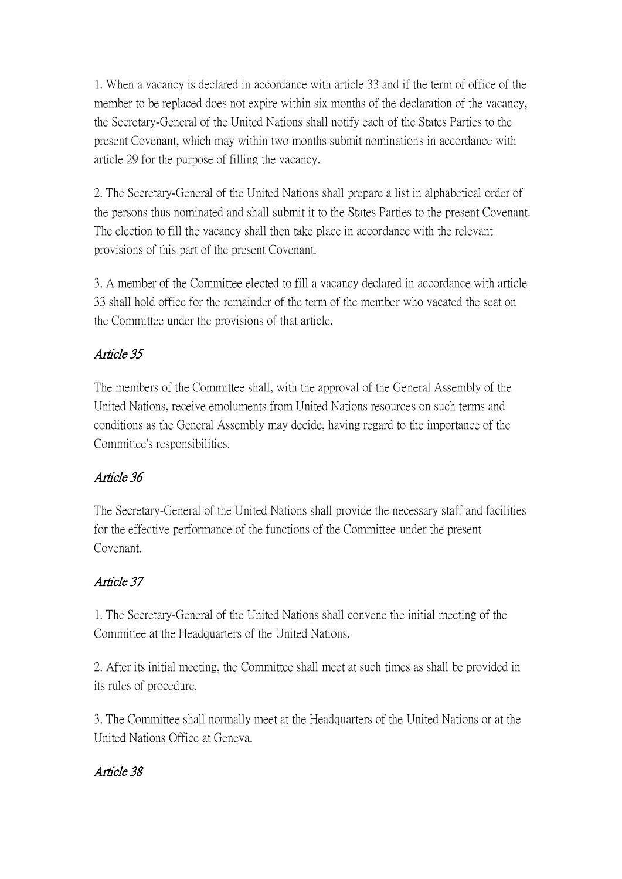1. When a vacancy is declared in accordance with article 33 and if the term of office of the member to be replaced does not expire within six months of the declaration of the vacancy, the Secretary-General of the United Nations shall notify each of the States Parties to the present Covenant, which may within two months submit nominations in accordance with article 29 for the purpose of filling the vacancy.

2. The Secretary-General of the United Nations shall prepare a list in alphabetical order of the persons thus nominated and shall submit it to the States Parties to the present Covenant. The election to fill the vacancy shall then take place in accordance with the relevant provisions of this part of the present Covenant.

3. A member of the Committee elected to fill a vacancy declared in accordance with article 33 shall hold office for the remainder of the term of the member who vacated the seat on the Committee under the provisions of that article.

### *Article 35*

The members of the Committee shall, with the approval of the General Assembly of the United Nations, receive emoluments from United Nations resources on such terms and conditions as the General Assembly may decide, having regard to the importance of the Committee's responsibilities.

### *Article 36*

The Secretary-General of the United Nations shall provide the necessary staff and facilities for the effective performance of the functions of the Committee under the present Covenant.

### *Article 37*

1. The Secretary-General of the United Nations shall convene the initial meeting of the Committee at the Headquarters of the United Nations.

2. After its initial meeting, the Committee shall meet at such times as shall be provided in its rules of procedure.

3. The Committee shall normally meet at the Headquarters of the United Nations or at the United Nations Office at Geneva.

### *Article 38*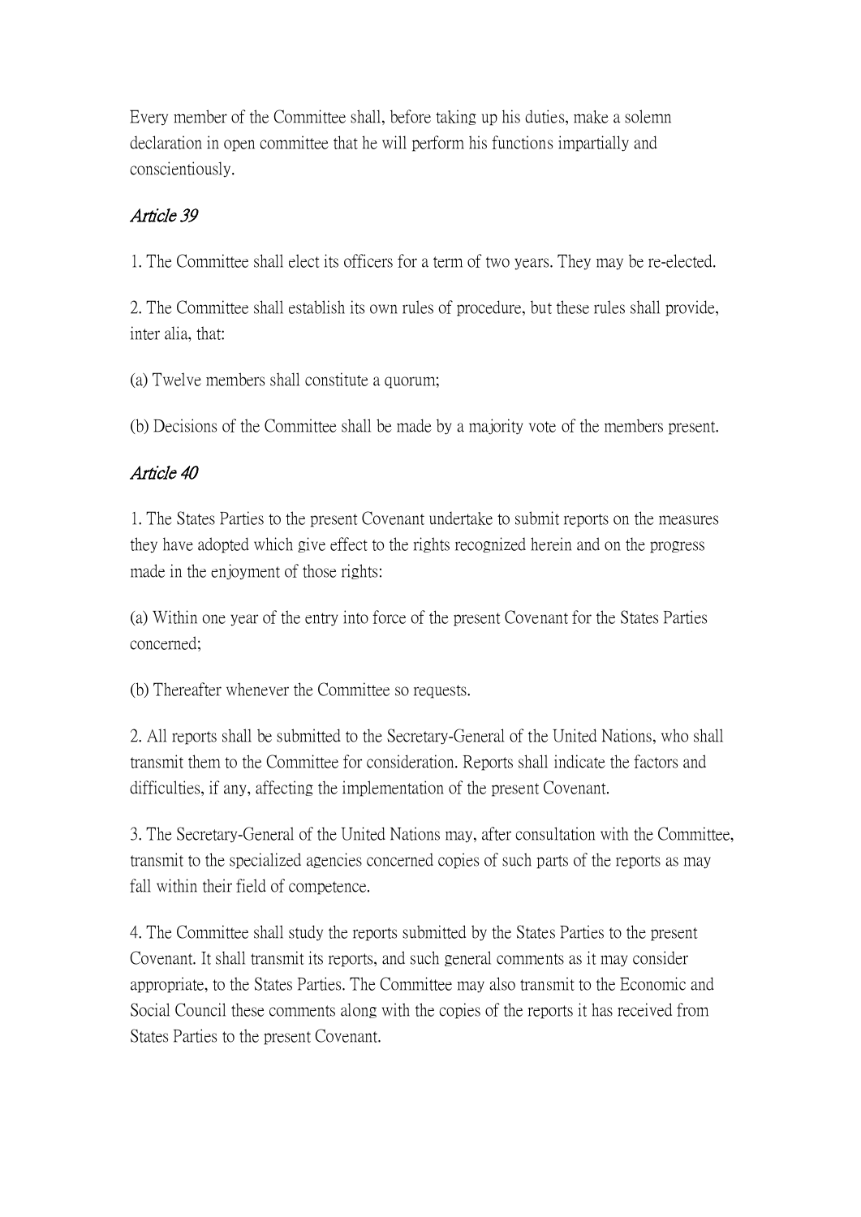Every member of the Committee shall, before taking up his duties, make a solemn declaration in open committee that he will perform his functions impartially and conscientiously.

### *Article 39*

1. The Committee shall elect its officers for a term of two years. They may be re-elected.

2. The Committee shall establish its own rules of procedure, but these rules shall provide, inter alia, that:

(a) Twelve members shall constitute a quorum;

(b) Decisions of the Committee shall be made by a majority vote of the members present.

### *Article 40*

1. The States Parties to the present Covenant undertake to submit reports on the measures they have adopted which give effect to the rights recognized herein and on the progress made in the enjoyment of those rights:

(a) Within one year of the entry into force of the present Covenant for the States Parties concerned;

(b) Thereafter whenever the Committee so requests.

2. All reports shall be submitted to the Secretary-General of the United Nations, who shall transmit them to the Committee for consideration. Reports shall indicate the factors and difficulties, if any, affecting the implementation of the present Covenant.

3. The Secretary-General of the United Nations may, after consultation with the Committee, transmit to the specialized agencies concerned copies of such parts of the reports as may fall within their field of competence.

4. The Committee shall study the reports submitted by the States Parties to the present Covenant. It shall transmit its reports, and such general comments as it may consider appropriate, to the States Parties. The Committee may also transmit to the Economic and Social Council these comments along with the copies of the reports it has received from States Parties to the present Covenant.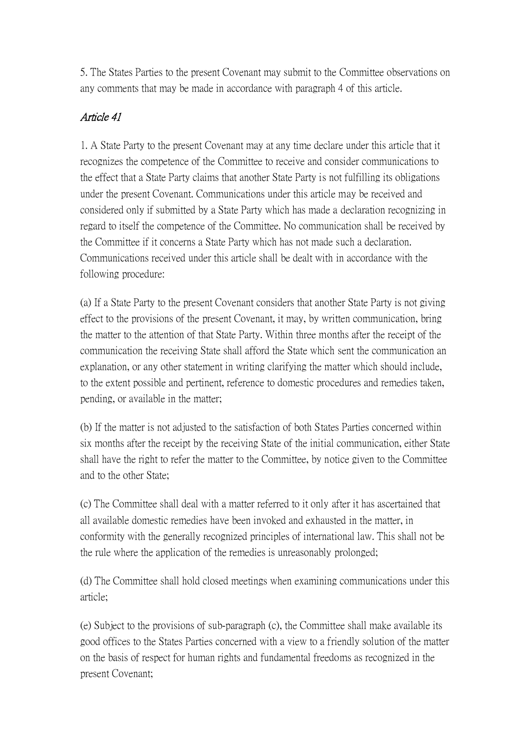5. The States Parties to the present Covenant may submit to the Committee observations on any comments that may be made in accordance with paragraph 4 of this article.

### *Article 41*

1. A State Party to the present Covenant may at any time declare under this article that it recognizes the competence of the Committee to receive and consider communications to the effect that a State Party claims that another State Party is not fulfilling its obligations under the present Covenant. Communications under this article may be received and considered only if submitted by a State Party which has made a declaration recognizing in regard to itself the competence of the Committee. No communication shall be received by the Committee if it concerns a State Party which has not made such a declaration. Communications received under this article shall be dealt with in accordance with the following procedure:

(a) If a State Party to the present Covenant considers that another State Party is not giving effect to the provisions of the present Covenant, it may, by written communication, bring the matter to the attention of that State Party. Within three months after the receipt of the communication the receiving State shall afford the State which sent the communication an explanation, or any other statement in writing clarifying the matter which should include, to the extent possible and pertinent, reference to domestic procedures and remedies taken, pending, or available in the matter;

(b) If the matter is not adjusted to the satisfaction of both States Parties concerned within six months after the receipt by the receiving State of the initial communication, either State shall have the right to refer the matter to the Committee, by notice given to the Committee and to the other State;

(c) The Committee shall deal with a matter referred to it only after it has ascertained that all available domestic remedies have been invoked and exhausted in the matter, in conformity with the generally recognized principles of international law. This shall not be the rule where the application of the remedies is unreasonably prolonged;

(d) The Committee shall hold closed meetings when examining communications under this article;

(e) Subject to the provisions of sub-paragraph (c), the Committee shall make available its good offices to the States Parties concerned with a view to a friendly solution of the matter on the basis of respect for human rights and fundamental freedoms as recognized in the present Covenant;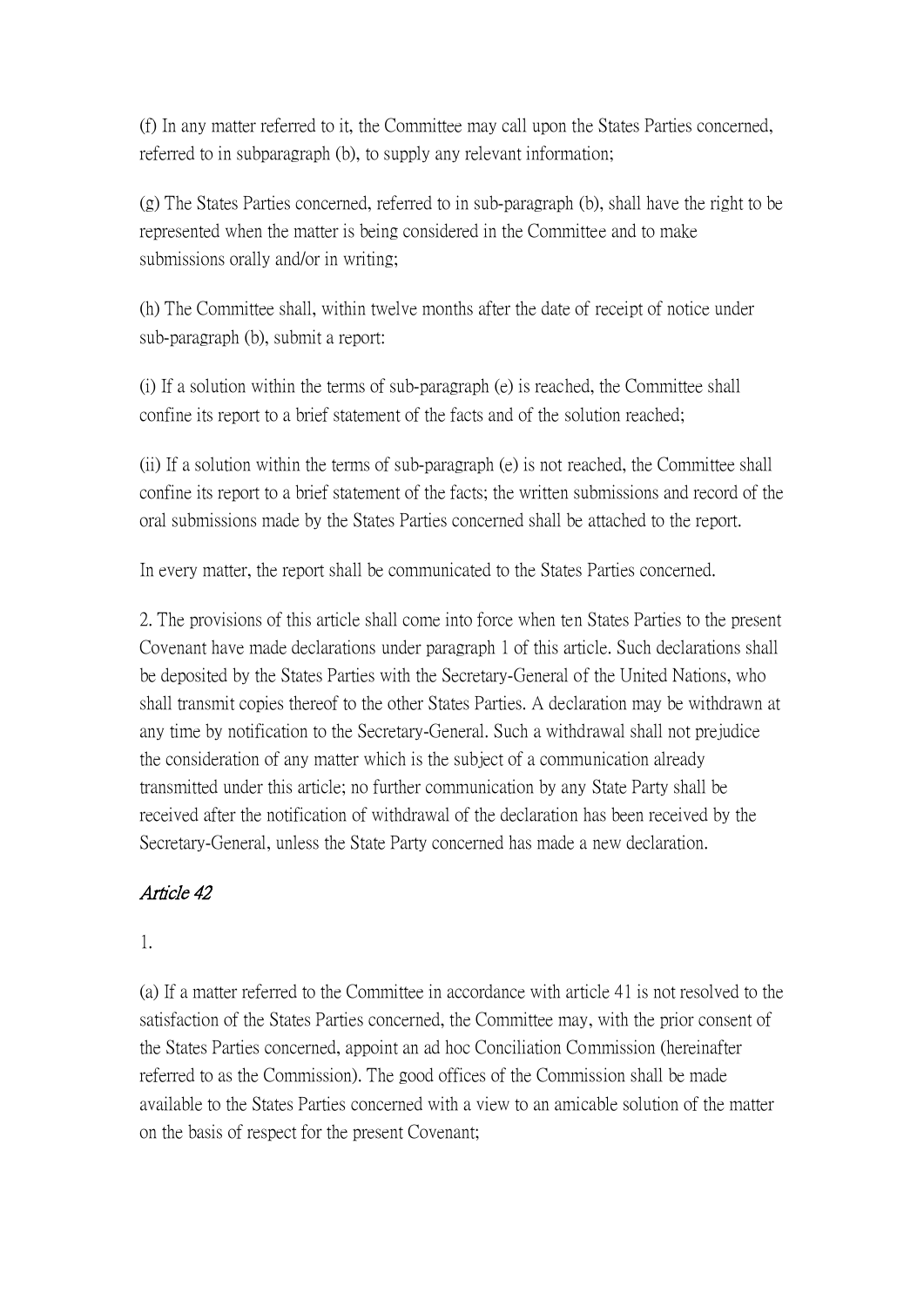(f) In any matter referred to it, the Committee may call upon the States Parties concerned, referred to in subparagraph (b), to supply any relevant information;

(g) The States Parties concerned, referred to in sub-paragraph (b), shall have the right to be represented when the matter is being considered in the Committee and to make submissions orally and/or in writing;

(h) The Committee shall, within twelve months after the date of receipt of notice under sub-paragraph (b), submit a report:

(i) If a solution within the terms of sub-paragraph (e) is reached, the Committee shall confine its report to a brief statement of the facts and of the solution reached;

(ii) If a solution within the terms of sub-paragraph (e) is not reached, the Committee shall confine its report to a brief statement of the facts; the written submissions and record of the oral submissions made by the States Parties concerned shall be attached to the report.

In every matter, the report shall be communicated to the States Parties concerned.

2. The provisions of this article shall come into force when ten States Parties to the present Covenant have made declarations under paragraph 1 of this article. Such declarations shall be deposited by the States Parties with the Secretary-General of the United Nations, who shall transmit copies thereof to the other States Parties. A declaration may be withdrawn at any time by notification to the Secretary-General. Such a withdrawal shall not prejudice the consideration of any matter which is the subject of a communication already transmitted under this article; no further communication by any State Party shall be received after the notification of withdrawal of the declaration has been received by the Secretary-General, unless the State Party concerned has made a new declaration.

### *Article 42*

1.

(a) If a matter referred to the Committee in accordance with article 41 is not resolved to the satisfaction of the States Parties concerned, the Committee may, with the prior consent of the States Parties concerned, appoint an ad hoc Conciliation Commission (hereinafter referred to as the Commission). The good offices of the Commission shall be made available to the States Parties concerned with a view to an amicable solution of the matter on the basis of respect for the present Covenant;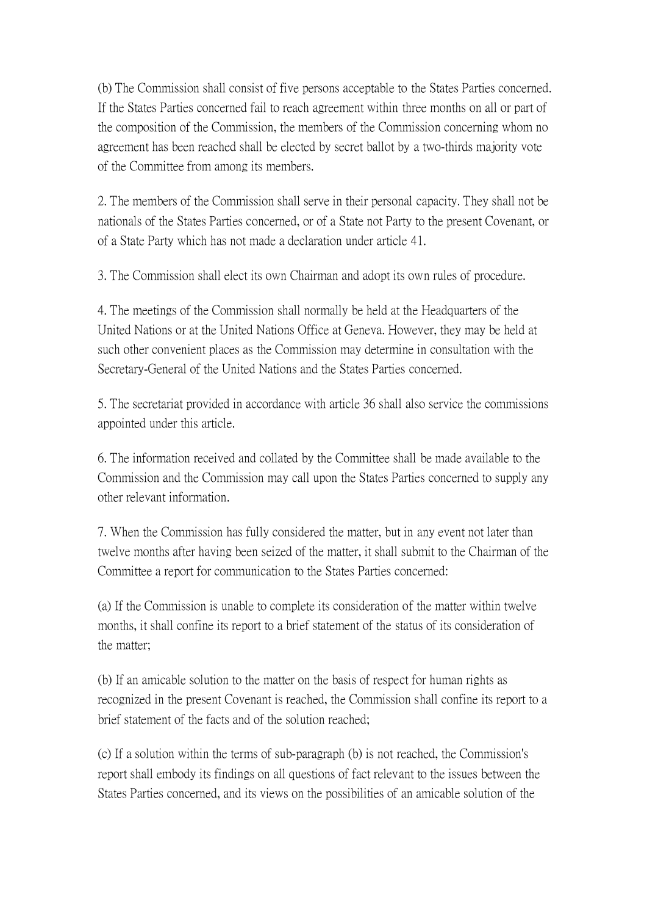(b) The Commission shall consist of five persons acceptable to the States Parties concerned. If the States Parties concerned fail to reach agreement within three months on all or part of the composition of the Commission, the members of the Commission concerning whom no agreement has been reached shall be elected by secret ballot by a two-thirds majority vote of the Committee from among its members.

2. The members of the Commission shall serve in their personal capacity. They shall not be nationals of the States Parties concerned, or of a State not Party to the present Covenant, or of a State Party which has not made a declaration under article 41.

3. The Commission shall elect its own Chairman and adopt its own rules of procedure.

4. The meetings of the Commission shall normally be held at the Headquarters of the United Nations or at the United Nations Office at Geneva. However, they may be held at such other convenient places as the Commission may determine in consultation with the Secretary-General of the United Nations and the States Parties concerned.

5. The secretariat provided in accordance with article 36 shall also service the commissions appointed under this article.

6. The information received and collated by the Committee shall be made available to the Commission and the Commission may call upon the States Parties concerned to supply any other relevant information.

7. When the Commission has fully considered the matter, but in any event not later than twelve months after having been seized of the matter, it shall submit to the Chairman of the Committee a report for communication to the States Parties concerned:

(a) If the Commission is unable to complete its consideration of the matter within twelve months, it shall confine its report to a brief statement of the status of its consideration of the matter;

(b) If an amicable solution to the matter on the basis of respect for human rights as recognized in the present Covenant is reached, the Commission shall confine its report to a brief statement of the facts and of the solution reached;

(c) If a solution within the terms of sub-paragraph (b) is not reached, the Commission's report shall embody its findings on all questions of fact relevant to the issues between the States Parties concerned, and its views on the possibilities of an amicable solution of the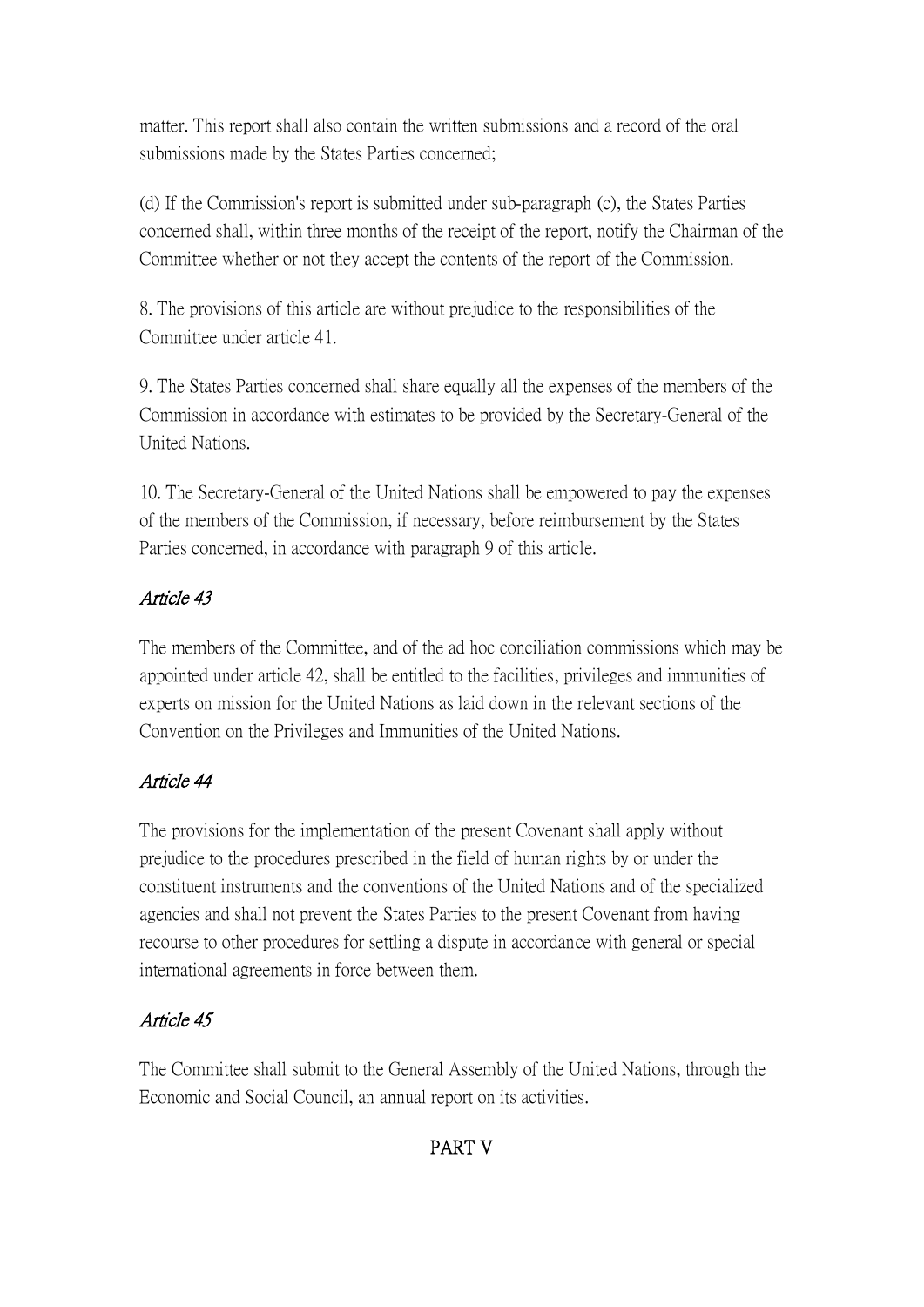matter. This report shall also contain the written submissions and a record of the oral submissions made by the States Parties concerned;

(d) If the Commission's report is submitted under sub-paragraph (c), the States Parties concerned shall, within three months of the receipt of the report, notify the Chairman of the Committee whether or not they accept the contents of the report of the Commission.

8. The provisions of this article are without prejudice to the responsibilities of the Committee under article 41.

9. The States Parties concerned shall share equally all the expenses of the members of the Commission in accordance with estimates to be provided by the Secretary-General of the United Nations.

10. The Secretary-General of the United Nations shall be empowered to pay the expenses of the members of the Commission, if necessary, before reimbursement by the States Parties concerned, in accordance with paragraph 9 of this article.

*Article 43*

The members of the Committee, and of the ad hoc conciliation commissions which may be appointed under article 42, shall be entitled to the facilities, privileges and immunities of experts on mission for the United Nations as laid down in the relevant sections of the Convention on the Privileges and Immunities of the United Nations.

*Article 44*

The provisions for the implementation of the present Covenant shall apply without prejudice to the procedures prescribed in the field of human rights by or under the constituent instruments and the conventions of the United Nations and of the specialized agencies and shall not prevent the States Parties to the present Covenant from having recourse to other procedures for settling a dispute in accordance with general or special international agreements in force between them.

*Article 45*

The Committee shall submit to the General Assembly of the United Nations, through the Economic and Social Council, an annual report on its activities.

## PART V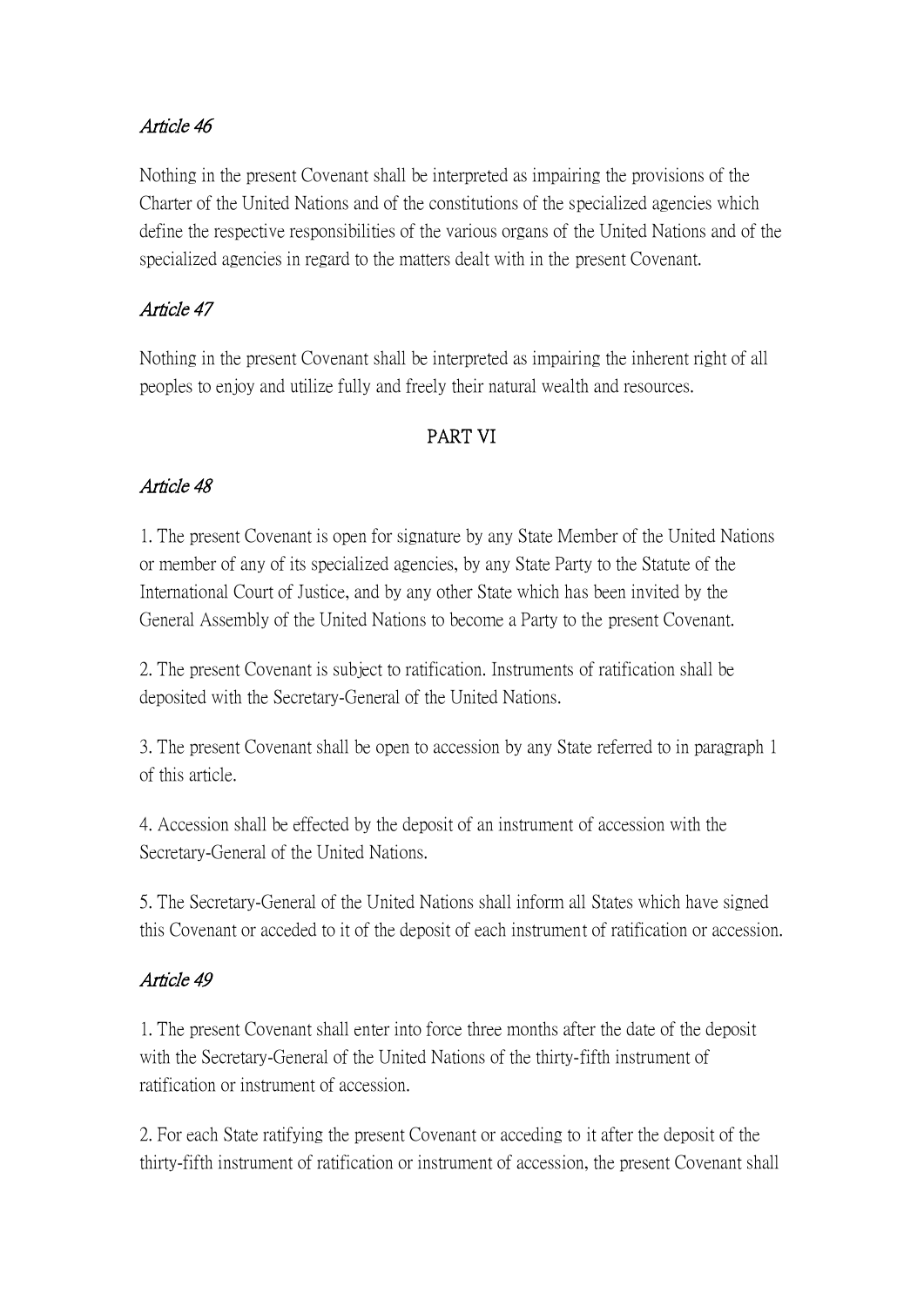*Article 46*

Nothing in the present Covenant shall be interpreted as impairing the provisions of the Charter of the United Nations and of the constitutions of the specialized agencies which define the respective responsibilities of the various organs of the United Nations and of the specialized agencies in regard to the matters dealt with in the present Covenant.

*Article 47*

Nothing in the present Covenant shall be interpreted as impairing the inherent right of all peoples to enjoy and utilize fully and freely their natural wealth and resources.

## PART VI

*Article 48*

1. The present Covenant is open for signature by any State Member of the United Nations or member of any of its specialized agencies, by any State Party to the Statute of the International Court of Justice, and by any other State which has been invited by the General Assembly of the United Nations to become a Party to the present Covenant.

2. The present Covenant is subject to ratification. Instruments of ratification shall be deposited with the Secretary-General of the United Nations.

3. The present Covenant shall be open to accession by any State referred to in paragraph 1 of this article.

4. Accession shall be effected by the deposit of an instrument of accession with the Secretary-General of the United Nations.

5. The Secretary-General of the United Nations shall inform all States which have signed this Covenant or acceded to it of the deposit of each instrument of ratification or accession.

*Article 49*

1. The present Covenant shall enter into force three months after the date of the deposit with the Secretary-General of the United Nations of the thirty-fifth instrument of ratification or instrument of accession.

2. For each State ratifying the present Covenant or acceding to it after the deposit of the thirty-fifth instrument of ratification or instrument of accession, the present Covenant shall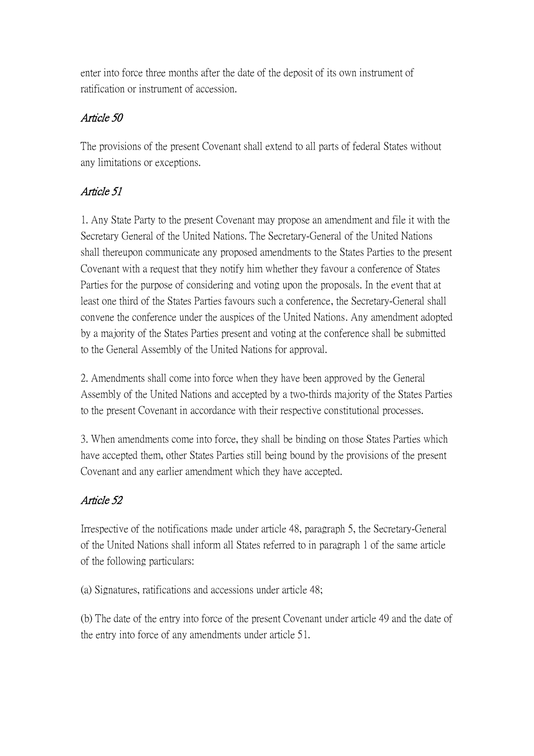enter into force three months after the date of the deposit of its own instrument of ratification or instrument of accession.

*Article 50*

The provisions of the present Covenant shall extend to all parts of federal States without any limitations or exceptions.

*Article 51*

1. Any State Party to the present Covenant may propose an amendment and file it with the Secretary General of the United Nations. The Secretary-General of the United Nations shall thereupon communicate any proposed amendments to the States Parties to the present Covenant with a request that they notify him whether they favour a conference of States Parties for the purpose of considering and voting upon the proposals. In the event that at least one third of the States Parties favours such a conference, the Secretary-General shall convene the conference under the auspices of the United Nations. Any amendment adopted by a majority of the States Parties present and voting at the conference shall be submitted to the General Assembly of the United Nations for approval.

2. Amendments shall come into force when they have been approved by the General Assembly of the United Nations and accepted by a two-thirds majority of the States Parties to the present Covenant in accordance with their respective constitutional processes.

3. When amendments come into force, they shall be binding on those States Parties which have accepted them, other States Parties still being bound by the provisions of the present Covenant and any earlier amendment which they have accepted.

*Article 52*

Irrespective of the notifications made under article 48, paragraph 5, the Secretary-General of the United Nations shall inform all States referred to in paragraph 1 of the same article of the following particulars:

(a) Signatures, ratifications and accessions under article 48;

(b) The date of the entry into force of the present Covenant under article 49 and the date of the entry into force of any amendments under article 51.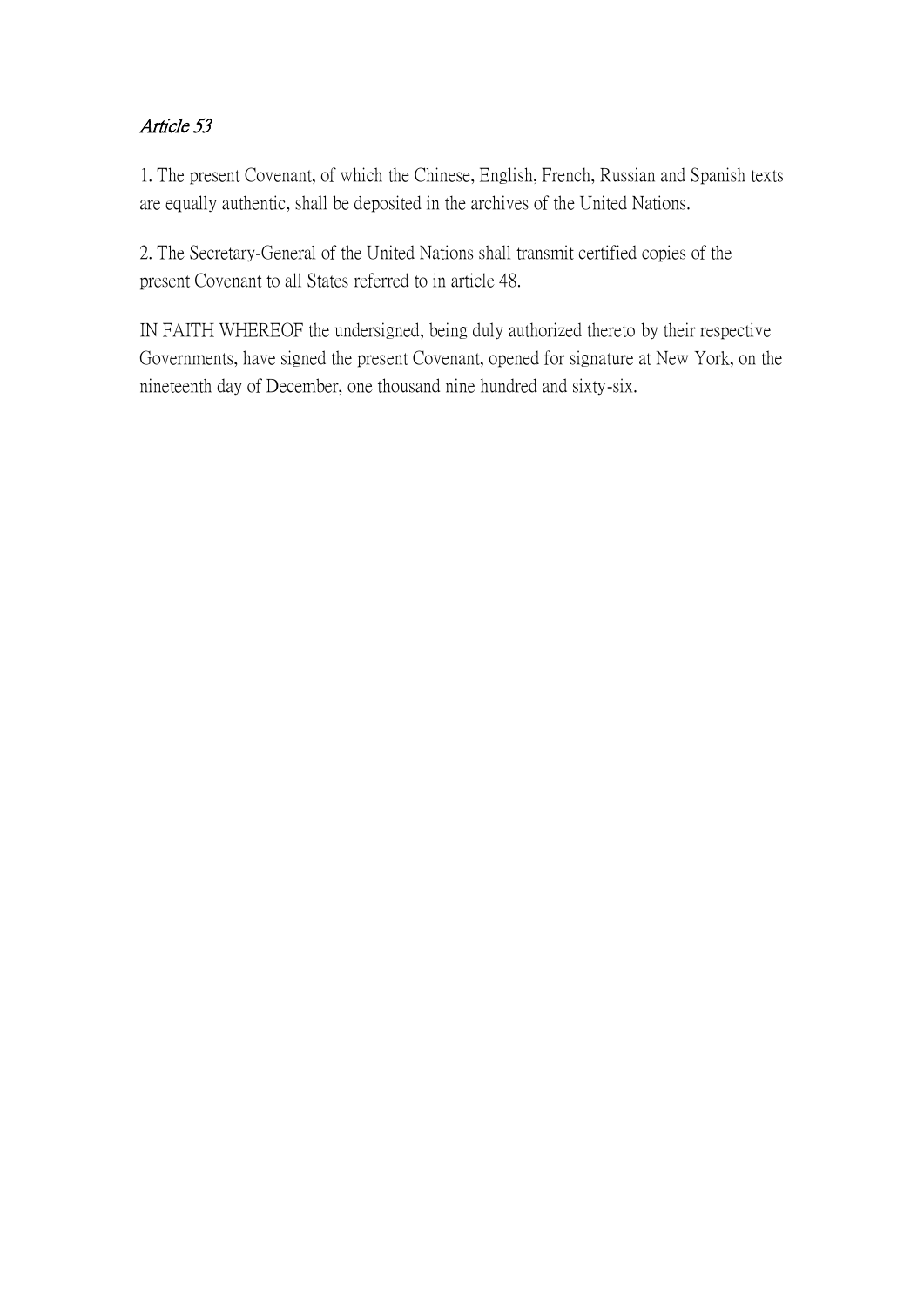### *Article 53*

1. The present Covenant, of which the Chinese, English, French, Russian and Spanish texts are equally authentic, shall be deposited in the archives of the United Nations.

2. The Secretary-General of the United Nations shall transmit certified copies of the present Covenant to all States referred to in article 48.

IN FAITH WHEREOF the undersigned, being duly authorized thereto by their respective Governments, have signed the present Covenant, opened for signature at New York, on the nineteenth day of December, one thousand nine hundred and sixty-six.